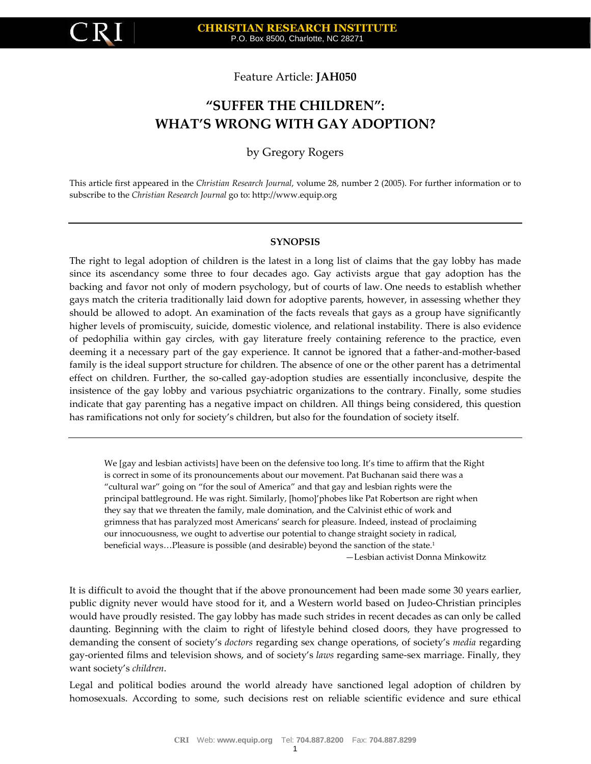Feature Article: **JAH050**

# "SUFFER THE CHILDREN": WHAT'S WRONG WITH GAY ADOPTION?

by Gregory Rogers

This article first appeared in the *Christian Research Journal*, volume 28, number 2 (2005). For further information or to subscribe to the *Christian Research Journal* go to: http://www.equip.org

---

## SYNOPSIS

The right to legal adoption of children is the latest in a long list of claims that the gay lobby has made since its ascendancy some three to four decades ago. Gay activists argue that gay adoption has the backing and favor not only of modern psychology, but of courts of law. One needs to establish whether gays match the criteria traditionally laid down for adoptive parents, however, in assessing whether they should be allowed to adopt. An examination of the facts reveals that gays as a group have significantly higher levels of promiscuity, suicide, domestic violence, and relational instability. There is also evidence of pedophilia within gay circles, with gay literature freely containing reference to the practice, even deeming it a necessary part of the gay experience. It cannot be ignored that a father-and-mother-based family is the ideal support structure for children. The absence of one or the other parent has a detrimental effect on children. Further, the so-called gay-adoption studies are essentially inconclusive, despite the insistence of the gay lobby and various psychiatric organizations to the contrary. Finally, some studies indicate that gay parenting has a negative impact on children. All things being considered, this question has ramifications not only for society's children, but also for the foundation of society itself.

---

> We [gay and lesbian activists] have been on the defensive too long. It's time to affirm that the Right is correct in some of its pronouncements about our movement. Pat Buchanan said there was a "cultural war" going on "for the soul of America" and that gay and lesbian rights were the principal battleground. He was right. Similarly, [homo]'phobes like Pat Robertson are right when they say that we threaten the family, male domination, and the Calvinist ethic of work and grimness that has paralyzed most Americans' search for pleasure. Indeed, instead of proclaiming our innocuousness, we ought to advertise our potential to change straight society in radical, beneficial ways…Pleasure is possible (and desirable) beyond the sanction of the state.[1]
>
> —Lesbian activist Donna Minkowitz

It is difficult to avoid the thought that if the above pronouncement had been made some 30 years earlier, public dignity never would have stood for it, and a Western world based on Judeo-Christian principles would have proudly resisted. The gay lobby has made such strides in recent decades as can only be called daunting. Beginning with the claim to right of lifestyle behind closed doors, they have progressed to demanding the consent of society's *doctors* regarding sex change operations, of society's *media* regarding gay-oriented films and television shows, and of society's *laws* regarding same-sex marriage. Finally, they want society's *children*.

Legal and political bodies around the world already have sanctioned legal adoption of children by homosexuals. According to some, such decisions rest on reliable scientific evidence and sure ethical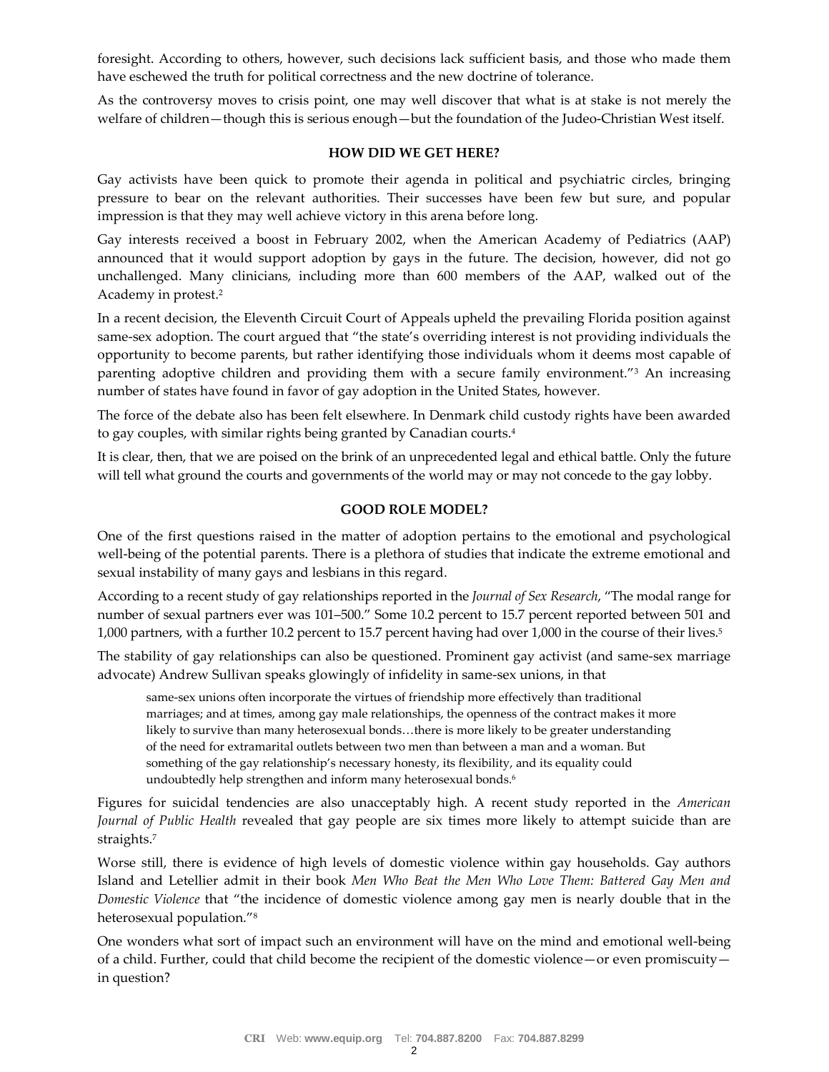foresight. According to others, however, such decisions lack sufficient basis, and those who made them have eschewed the truth for political correctness and the new doctrine of tolerance.

As the controversy moves to crisis point, one may well discover that what is at stake is not merely the welfare of children—though this is serious enough—but the foundation of the Judeo-Christian West itself.

## HOW DID WE GET HERE?

Gay activists have been quick to promote their agenda in political and psychiatric circles, bringing pressure to bear on the relevant authorities. Their successes have been few but sure, and popular impression is that they may well achieve victory in this arena before long.

Gay interests received a boost in February 2002, when the American Academy of Pediatrics (AAP) announced that it would support adoption by gays in the future. The decision, however, did not go unchallenged. Many clinicians, including more than 600 members of the AAP, walked out of the Academy in protest.[2]

In a recent decision, the Eleventh Circuit Court of Appeals upheld the prevailing Florida position against same-sex adoption. The court argued that "the state's overriding interest is not providing individuals the opportunity to become parents, but rather identifying those individuals whom it deems most capable of parenting adoptive children and providing them with a secure family environment."[3] An increasing number of states have found in favor of gay adoption in the United States, however.

The force of the debate also has been felt elsewhere. In Denmark child custody rights have been awarded to gay couples, with similar rights being granted by Canadian courts.[4]

It is clear, then, that we are poised on the brink of an unprecedented legal and ethical battle. Only the future will tell what ground the courts and governments of the world may or may not concede to the gay lobby.

## GOOD ROLE MODEL?

One of the first questions raised in the matter of adoption pertains to the emotional and psychological well-being of the potential parents. There is a plethora of studies that indicate the extreme emotional and sexual instability of many gays and lesbians in this regard.

According to a recent study of gay relationships reported in the *Journal of Sex Research*, "The modal range for number of sexual partners ever was 101–500." Some 10.2 percent to 15.7 percent reported between 501 and 1,000 partners, with a further 10.2 percent to 15.7 percent having had over 1,000 in the course of their lives.[5]

The stability of gay relationships can also be questioned. Prominent gay activist (and same-sex marriage advocate) Andrew Sullivan speaks glowingly of infidelity in same-sex unions, in that

> same-sex unions often incorporate the virtues of friendship more effectively than traditional marriages; and at times, among gay male relationships, the openness of the contract makes it more likely to survive than many heterosexual bonds…there is more likely to be greater understanding of the need for extramarital outlets between two men than between a man and a woman. But something of the gay relationship's necessary honesty, its flexibility, and its equality could undoubtedly help strengthen and inform many heterosexual bonds.[6]

Figures for suicidal tendencies are also unacceptably high. A recent study reported in the *American Journal of Public Health* revealed that gay people are six times more likely to attempt suicide than are straights.[7]

Worse still, there is evidence of high levels of domestic violence within gay households. Gay authors Island and Letellier admit in their book *Men Who Beat the Men Who Love Them: Battered Gay Men and Domestic Violence* that "the incidence of domestic violence among gay men is nearly double that in the heterosexual population."[8]

One wonders what sort of impact such an environment will have on the mind and emotional well-being of a child. Further, could that child become the recipient of the domestic violence—or even promiscuity—in question?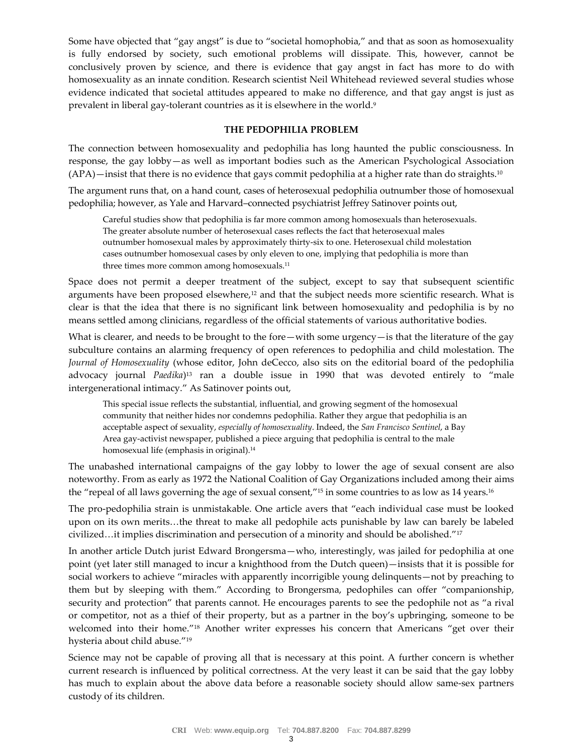Some have objected that "gay angst" is due to "societal homophobia," and that as soon as homosexuality is fully endorsed by society, such emotional problems will dissipate. This, however, cannot be conclusively proven by science, and there is evidence that gay angst in fact has more to do with homosexuality as an innate condition. Research scientist Neil Whitehead reviewed several studies whose evidence indicated that societal attitudes appeared to make no difference, and that gay angst is just as prevalent in liberal gay-tolerant countries as it is elsewhere in the world.[9]

### THE PEDOPHILIA PROBLEM

The connection between homosexuality and pedophilia has long haunted the public consciousness. In response, the gay lobby—as well as important bodies such as the American Psychological Association (APA)—insist that there is no evidence that gays commit pedophilia at a higher rate than do straights.[10]

The argument runs that, on a hand count, cases of heterosexual pedophilia outnumber those of homosexual pedophilia; however, as Yale and Harvard–connected psychiatrist Jeffrey Satinover points out,

> Careful studies show that pedophilia is far more common among homosexuals than heterosexuals. The greater absolute number of heterosexual cases reflects the fact that heterosexual males outnumber homosexual males by approximately thirty-six to one. Heterosexual child molestation cases outnumber homosexual cases by only eleven to one, implying that pedophilia is more than three times more common among homosexuals.[11]

Space does not permit a deeper treatment of the subject, except to say that subsequent scientific arguments have been proposed elsewhere,[12] and that the subject needs more scientific research. What is clear is that the idea that there is no significant link between homosexuality and pedophilia is by no means settled among clinicians, regardless of the official statements of various authoritative bodies.

What is clearer, and needs to be brought to the fore—with some urgency—is that the literature of the gay subculture contains an alarming frequency of open references to pedophilia and child molestation. The *Journal of Homosexuality* (whose editor, John deCecco, also sits on the editorial board of the pedophilia advocacy journal *Paedika*)[13] ran a double issue in 1990 that was devoted entirely to "male intergenerational intimacy." As Satinover points out,

> This special issue reflects the substantial, influential, and growing segment of the homosexual community that neither hides nor condemns pedophilia. Rather they argue that pedophilia is an acceptable aspect of sexuality, *especially of homosexuality*. Indeed, the *San Francisco Sentinel*, a Bay Area gay-activist newspaper, published a piece arguing that pedophilia is central to the male homosexual life (emphasis in original).[14]

The unabashed international campaigns of the gay lobby to lower the age of sexual consent are also noteworthy. From as early as 1972 the National Coalition of Gay Organizations included among their aims the "repeal of all laws governing the age of sexual consent,"[15] in some countries to as low as 14 years.[16]

The pro-pedophilia strain is unmistakable. One article avers that "each individual case must be looked upon on its own merits…the threat to make all pedophile acts punishable by law can barely be labeled civilized…it implies discrimination and persecution of a minority and should be abolished."[17]

In another article Dutch jurist Edward Brongersma—who, interestingly, was jailed for pedophilia at one point (yet later still managed to incur a knighthood from the Dutch queen)—insists that it is possible for social workers to achieve "miracles with apparently incorrigible young delinquents—not by preaching to them but by sleeping with them." According to Brongersma, pedophiles can offer "companionship, security and protection" that parents cannot. He encourages parents to see the pedophile not as "a rival or competitor, not as a thief of their property, but as a partner in the boy's upbringing, someone to be welcomed into their home."[18] Another writer expresses his concern that Americans "get over their hysteria about child abuse."[19]

Science may not be capable of proving all that is necessary at this point. A further concern is whether current research is influenced by political correctness. At the very least it can be said that the gay lobby has much to explain about the above data before a reasonable society should allow same-sex partners custody of its children.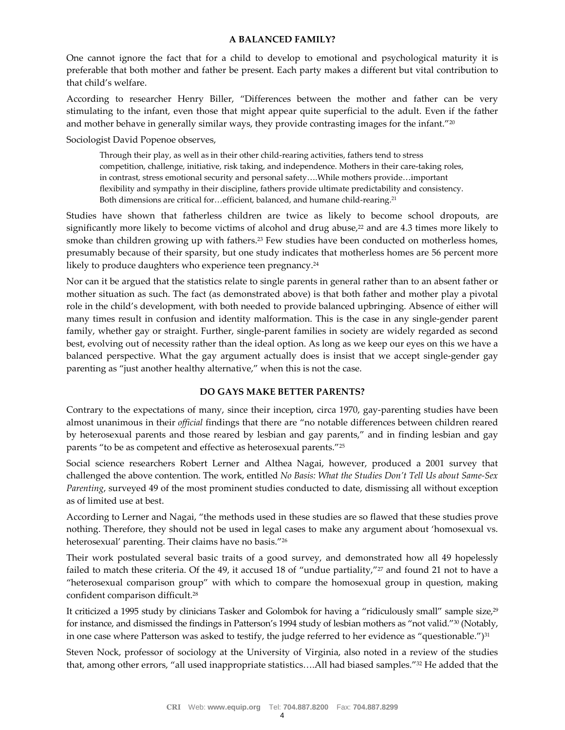## A BALANCED FAMILY?

One cannot ignore the fact that for a child to develop to emotional and psychological maturity it is preferable that both mother and father be present. Each party makes a different but vital contribution to that child's welfare.

According to researcher Henry Biller, "Differences between the mother and father can be very stimulating to the infant, even those that might appear quite superficial to the adult. Even if the father and mother behave in generally similar ways, they provide contrasting images for the infant."[20]

Sociologist David Popenoe observes,

> Through their play, as well as in their other child-rearing activities, fathers tend to stress competition, challenge, initiative, risk taking, and independence. Mothers in their care-taking roles, in contrast, stress emotional security and personal safety….While mothers provide…important flexibility and sympathy in their discipline, fathers provide ultimate predictability and consistency. Both dimensions are critical for…efficient, balanced, and humane child-rearing.[21]

Studies have shown that fatherless children are twice as likely to become school dropouts, are significantly more likely to become victims of alcohol and drug abuse,[22] and are 4.3 times more likely to smoke than children growing up with fathers.[23] Few studies have been conducted on motherless homes, presumably because of their sparsity, but one study indicates that motherless homes are 56 percent more likely to produce daughters who experience teen pregnancy.[24]

Nor can it be argued that the statistics relate to single parents in general rather than to an absent father or mother situation as such. The fact (as demonstrated above) is that both father and mother play a pivotal role in the child's development, with both needed to provide balanced upbringing. Absence of either will many times result in confusion and identity malformation. This is the case in any single-gender parent family, whether gay or straight. Further, single-parent families in society are widely regarded as second best, evolving out of necessity rather than the ideal option. As long as we keep our eyes on this we have a balanced perspective. What the gay argument actually does is insist that we accept single-gender gay parenting as "just another healthy alternative," when this is not the case.

## DO GAYS MAKE BETTER PARENTS?

Contrary to the expectations of many, since their inception, circa 1970, gay-parenting studies have been almost unanimous in their *official* findings that there are "no notable differences between children reared by heterosexual parents and those reared by lesbian and gay parents," and in finding lesbian and gay parents "to be as competent and effective as heterosexual parents."[25]

Social science researchers Robert Lerner and Althea Nagai, however, produced a 2001 survey that challenged the above contention. The work, entitled *No Basis: What the Studies Don't Tell Us about Same-Sex Parenting*, surveyed 49 of the most prominent studies conducted to date, dismissing all without exception as of limited use at best.

According to Lerner and Nagai, "the methods used in these studies are so flawed that these studies prove nothing. Therefore, they should not be used in legal cases to make any argument about 'homosexual vs. heterosexual' parenting. Their claims have no basis."[26]

Their work postulated several basic traits of a good survey, and demonstrated how all 49 hopelessly failed to match these criteria. Of the 49, it accused 18 of "undue partiality,"[27] and found 21 not to have a "heterosexual comparison group" with which to compare the homosexual group in question, making confident comparison difficult.[28]

It criticized a 1995 study by clinicians Tasker and Golombok for having a "ridiculously small" sample size,[29] for instance, and dismissed the findings in Patterson's 1994 study of lesbian mothers as "not valid."[30] (Notably, in one case where Patterson was asked to testify, the judge referred to her evidence as "questionable.")[31]

Steven Nock, professor of sociology at the University of Virginia, also noted in a review of the studies that, among other errors, "all used inappropriate statistics….All had biased samples."[32] He added that the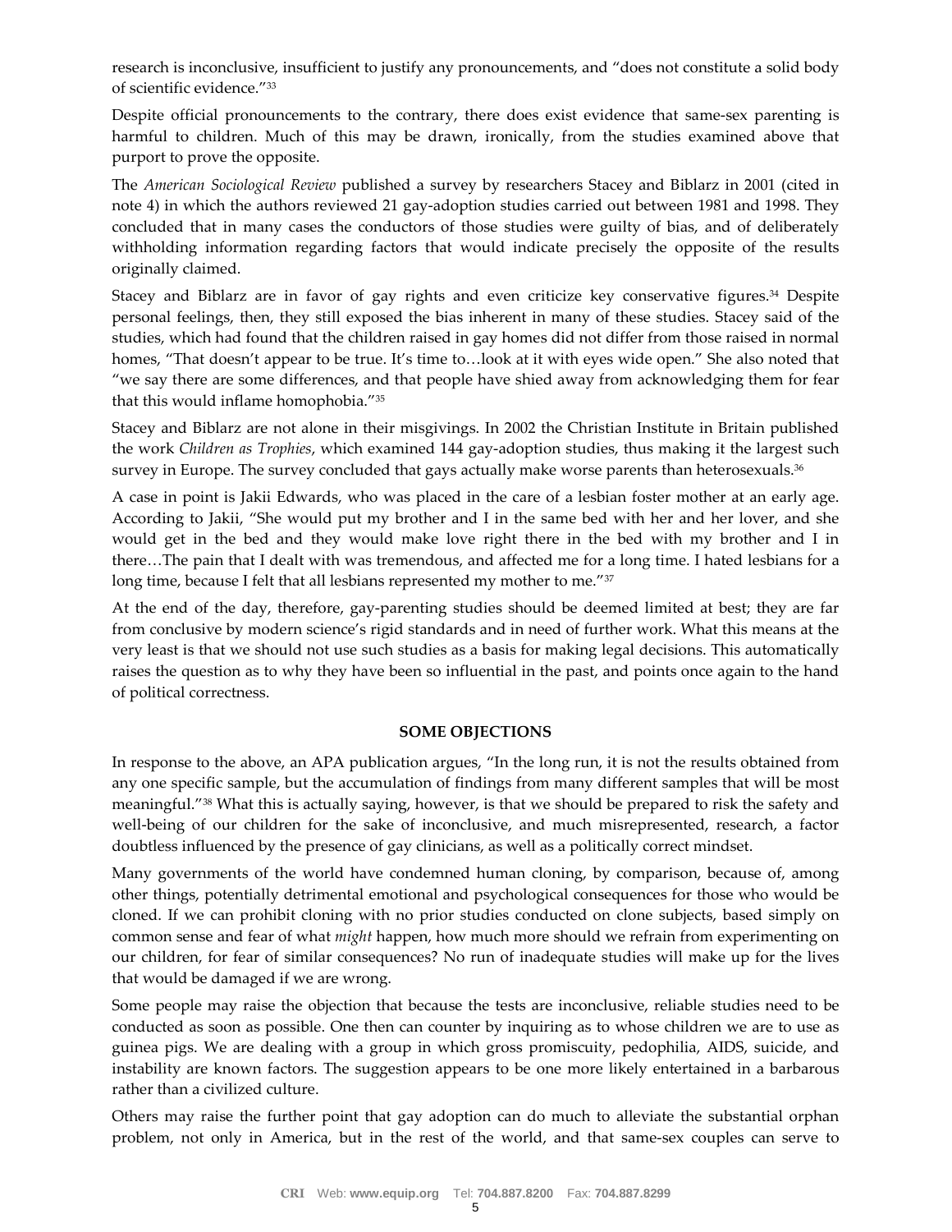research is inconclusive, insufficient to justify any pronouncements, and "does not constitute a solid body of scientific evidence."[33]

Despite official pronouncements to the contrary, there does exist evidence that same-sex parenting is harmful to children. Much of this may be drawn, ironically, from the studies examined above that purport to prove the opposite.

The *American Sociological Review* published a survey by researchers Stacey and Biblarz in 2001 (cited in note 4) in which the authors reviewed 21 gay-adoption studies carried out between 1981 and 1998. They concluded that in many cases the conductors of those studies were guilty of bias, and of deliberately withholding information regarding factors that would indicate precisely the opposite of the results originally claimed.

Stacey and Biblarz are in favor of gay rights and even criticize key conservative figures.[34] Despite personal feelings, then, they still exposed the bias inherent in many of these studies. Stacey said of the studies, which had found that the children raised in gay homes did not differ from those raised in normal homes, "That doesn't appear to be true. It's time to…look at it with eyes wide open." She also noted that "we say there are some differences, and that people have shied away from acknowledging them for fear that this would inflame homophobia."[35]

Stacey and Biblarz are not alone in their misgivings. In 2002 the Christian Institute in Britain published the work *Children as Trophies*, which examined 144 gay-adoption studies, thus making it the largest such survey in Europe. The survey concluded that gays actually make worse parents than heterosexuals.[36]

A case in point is Jakii Edwards, who was placed in the care of a lesbian foster mother at an early age. According to Jakii, "She would put my brother and I in the same bed with her and her lover, and she would get in the bed and they would make love right there in the bed with my brother and I in there…The pain that I dealt with was tremendous, and affected me for a long time. I hated lesbians for a long time, because I felt that all lesbians represented my mother to me."[37]

At the end of the day, therefore, gay-parenting studies should be deemed limited at best; they are far from conclusive by modern science's rigid standards and in need of further work. What this means at the very least is that we should not use such studies as a basis for making legal decisions. This automatically raises the question as to why they have been so influential in the past, and points once again to the hand of political correctness.

**SOME OBJECTIONS**

In response to the above, an APA publication argues, "In the long run, it is not the results obtained from any one specific sample, but the accumulation of findings from many different samples that will be most meaningful."[38] What this is actually saying, however, is that we should be prepared to risk the safety and well-being of our children for the sake of inconclusive, and much misrepresented, research, a factor doubtless influenced by the presence of gay clinicians, as well as a politically correct mindset.

Many governments of the world have condemned human cloning, by comparison, because of, among other things, potentially detrimental emotional and psychological consequences for those who would be cloned. If we can prohibit cloning with no prior studies conducted on clone subjects, based simply on common sense and fear of what *might* happen, how much more should we refrain from experimenting on our children, for fear of similar consequences? No run of inadequate studies will make up for the lives that would be damaged if we are wrong.

Some people may raise the objection that because the tests are inconclusive, reliable studies need to be conducted as soon as possible. One then can counter by inquiring as to whose children we are to use as guinea pigs. We are dealing with a group in which gross promiscuity, pedophilia, AIDS, suicide, and instability are known factors. The suggestion appears to be one more likely entertained in a barbarous rather than a civilized culture.

Others may raise the further point that gay adoption can do much to alleviate the substantial orphan problem, not only in America, but in the rest of the world, and that same-sex couples can serve to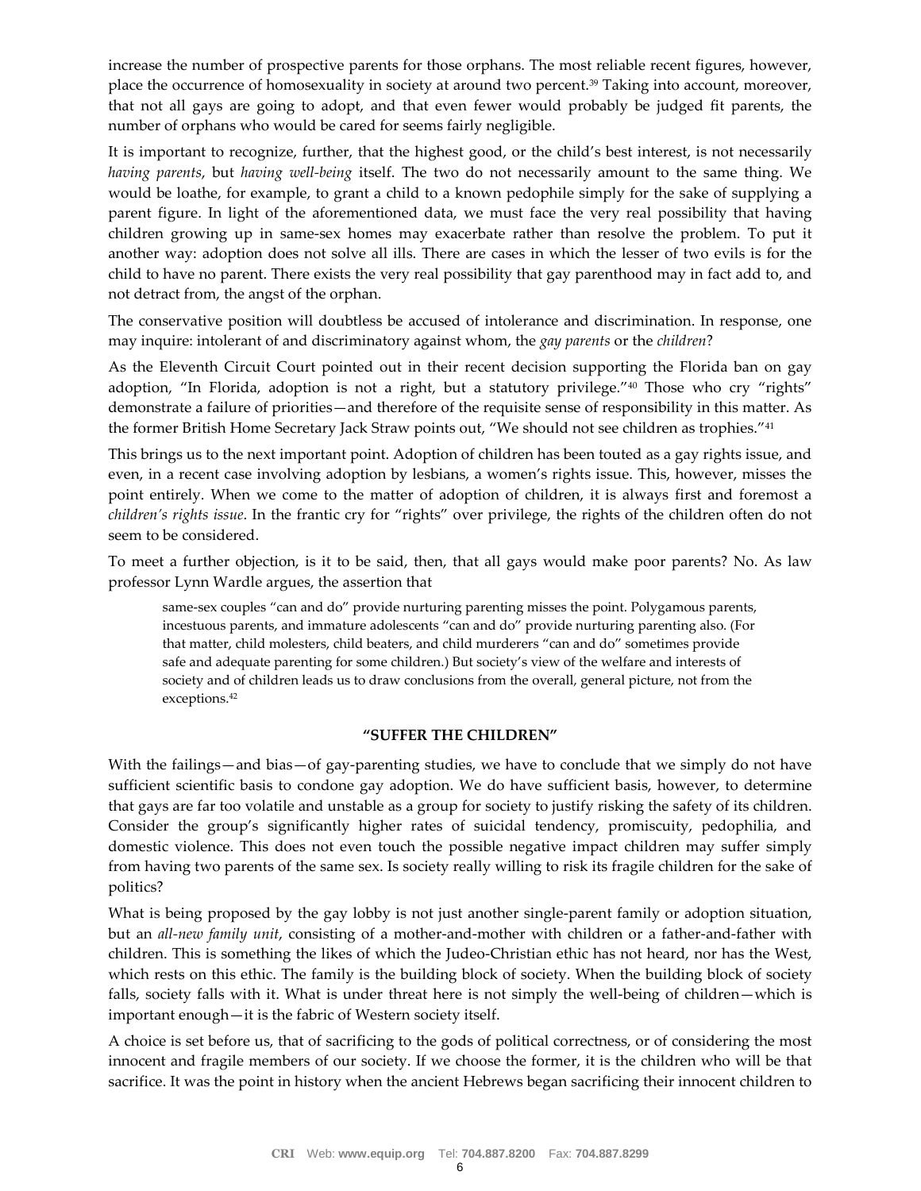increase the number of prospective parents for those orphans. The most reliable recent figures, however, place the occurrence of homosexuality in society at around two percent.[39] Taking into account, moreover, that not all gays are going to adopt, and that even fewer would probably be judged fit parents, the number of orphans who would be cared for seems fairly negligible.

It is important to recognize, further, that the highest good, or the child's best interest, is not necessarily *having parents*, but *having well-being* itself. The two do not necessarily amount to the same thing. We would be loathe, for example, to grant a child to a known pedophile simply for the sake of supplying a parent figure. In light of the aforementioned data, we must face the very real possibility that having children growing up in same-sex homes may exacerbate rather than resolve the problem. To put it another way: adoption does not solve all ills. There are cases in which the lesser of two evils is for the child to have no parent. There exists the very real possibility that gay parenthood may in fact add to, and not detract from, the angst of the orphan.

The conservative position will doubtless be accused of intolerance and discrimination. In response, one may inquire: intolerant of and discriminatory against whom, the *gay parents* or the *children*?

As the Eleventh Circuit Court pointed out in their recent decision supporting the Florida ban on gay adoption, "In Florida, adoption is not a right, but a statutory privilege."[40] Those who cry "rights" demonstrate a failure of priorities—and therefore of the requisite sense of responsibility in this matter. As the former British Home Secretary Jack Straw points out, "We should not see children as trophies."[41]

This brings us to the next important point. Adoption of children has been touted as a gay rights issue, and even, in a recent case involving adoption by lesbians, a women's rights issue. This, however, misses the point entirely. When we come to the matter of adoption of children, it is always first and foremost a *children's rights issue*. In the frantic cry for "rights" over privilege, the rights of the children often do not seem to be considered.

To meet a further objection, is it to be said, then, that all gays would make poor parents? No. As law professor Lynn Wardle argues, the assertion that

> same-sex couples "can and do" provide nurturing parenting misses the point. Polygamous parents, incestuous parents, and immature adolescents "can and do" provide nurturing parenting also. (For that matter, child molesters, child beaters, and child murderers "can and do" sometimes provide safe and adequate parenting for some children.) But society's view of the welfare and interests of society and of children leads us to draw conclusions from the overall, general picture, not from the exceptions.[42]

### "SUFFER THE CHILDREN"

With the failings—and bias—of gay-parenting studies, we have to conclude that we simply do not have sufficient scientific basis to condone gay adoption. We do have sufficient basis, however, to determine that gays are far too volatile and unstable as a group for society to justify risking the safety of its children. Consider the group's significantly higher rates of suicidal tendency, promiscuity, pedophilia, and domestic violence. This does not even touch the possible negative impact children may suffer simply from having two parents of the same sex. Is society really willing to risk its fragile children for the sake of politics?

What is being proposed by the gay lobby is not just another single-parent family or adoption situation, but an *all-new family unit*, consisting of a mother-and-mother with children or a father-and-father with children. This is something the likes of which the Judeo-Christian ethic has not heard, nor has the West, which rests on this ethic. The family is the building block of society. When the building block of society falls, society falls with it. What is under threat here is not simply the well-being of children—which is important enough—it is the fabric of Western society itself.

A choice is set before us, that of sacrificing to the gods of political correctness, or of considering the most innocent and fragile members of our society. If we choose the former, it is the children who will be that sacrifice. It was the point in history when the ancient Hebrews began sacrificing their innocent children to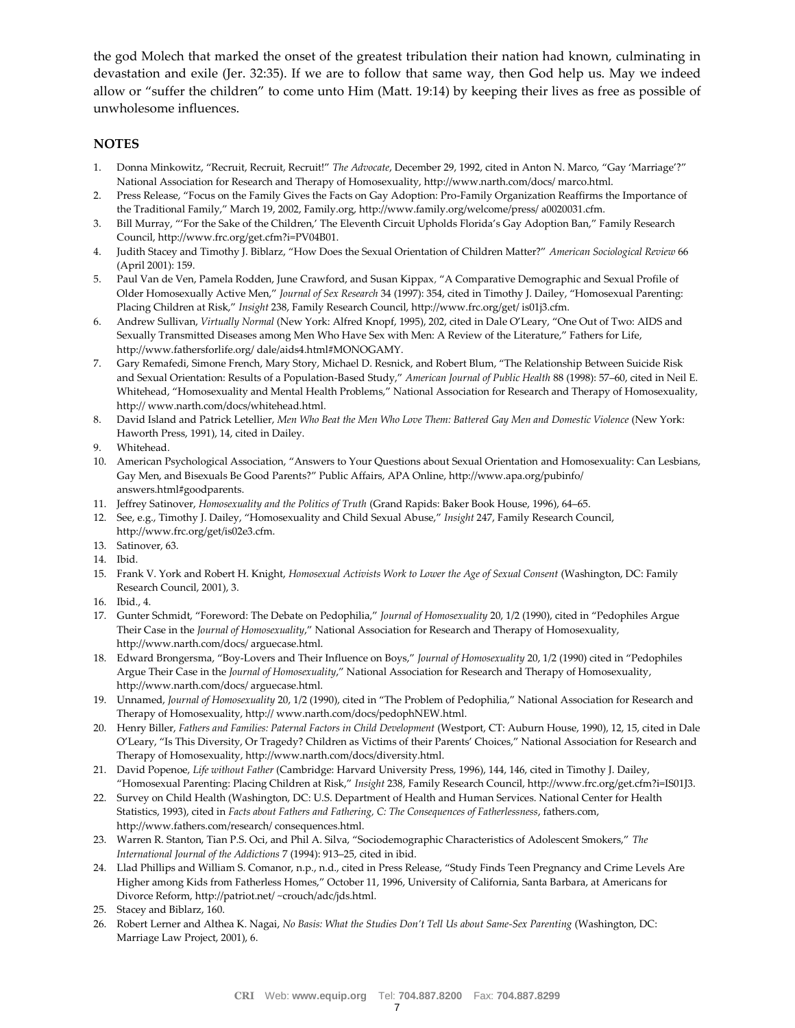the god Molech that marked the onset of the greatest tribulation their nation had known, culminating in devastation and exile (Jer. 32:35). If we are to follow that same way, then God help us. May we indeed allow or "suffer the children" to come unto Him (Matt. 19:14) by keeping their lives as free as possible of unwholesome influences.

## NOTES

1. Donna Minkowitz, "Recruit, Recruit, Recruit!" *The Advocate*, December 29, 1992, cited in Anton N. Marco, "Gay 'Marriage'?" National Association for Research and Therapy of Homosexuality, http://www.narth.com/docs/ marco.html.
2. Press Release, "Focus on the Family Gives the Facts on Gay Adoption: Pro-Family Organization Reaffirms the Importance of the Traditional Family," March 19, 2002, Family.org, http://www.family.org/welcome/press/ a0020031.cfm.
3. Bill Murray, "'For the Sake of the Children,' The Eleventh Circuit Upholds Florida's Gay Adoption Ban," Family Research Council, http://www.frc.org/get.cfm?i=PV04B01.
4. Judith Stacey and Timothy J. Biblarz, "How Does the Sexual Orientation of Children Matter?" *American Sociological Review* 66 (April 2001): 159.
5. Paul Van de Ven, Pamela Rodden, June Crawford, and Susan Kippax, "A Comparative Demographic and Sexual Profile of Older Homosexually Active Men," *Journal of Sex Research* 34 (1997): 354, cited in Timothy J. Dailey, "Homosexual Parenting: Placing Children at Risk," *Insight* 238, Family Research Council, http://www.frc.org/get/ is01j3.cfm.
6. Andrew Sullivan, *Virtually Normal* (New York: Alfred Knopf, 1995), 202, cited in Dale O'Leary, "One Out of Two: AIDS and Sexually Transmitted Diseases among Men Who Have Sex with Men: A Review of the Literature," Fathers for Life, http://www.fathersforlife.org/ dale/aids4.html#MONOGAMY.
7. Gary Remafedi, Simone French, Mary Story, Michael D. Resnick, and Robert Blum, "The Relationship Between Suicide Risk and Sexual Orientation: Results of a Population-Based Study," *American Journal of Public Health* 88 (1998): 57–60, cited in Neil E. Whitehead, "Homosexuality and Mental Health Problems," National Association for Research and Therapy of Homosexuality, http:// www.narth.com/docs/whitehead.html.
8. David Island and Patrick Letellier, *Men Who Beat the Men Who Love Them: Battered Gay Men and Domestic Violence* (New York: Haworth Press, 1991), 14, cited in Dailey.
9. Whitehead.
10. American Psychological Association, "Answers to Your Questions about Sexual Orientation and Homosexuality: Can Lesbians, Gay Men, and Bisexuals Be Good Parents?" Public Affairs, APA Online, http://www.apa.org/pubinfo/ answers.html#goodparents.
11. Jeffrey Satinover, *Homosexuality and the Politics of Truth* (Grand Rapids: Baker Book House, 1996), 64–65.
12. See, e.g., Timothy J. Dailey, "Homosexuality and Child Sexual Abuse," *Insight* 247, Family Research Council, http://www.frc.org/get/is02e3.cfm.
13. Satinover, 63.
14. Ibid.
15. Frank V. York and Robert H. Knight, *Homosexual Activists Work to Lower the Age of Sexual Consent* (Washington, DC: Family Research Council, 2001), 3.
16. Ibid., 4.
17. Gunter Schmidt, "Foreword: The Debate on Pedophilia," *Journal of Homosexuality* 20, 1/2 (1990), cited in "Pedophiles Argue Their Case in the *Journal of Homosexuality*," National Association for Research and Therapy of Homosexuality, http://www.narth.com/docs/ arguecase.html.
18. Edward Brongersma, "Boy-Lovers and Their Influence on Boys," *Journal of Homosexuality* 20, 1/2 (1990) cited in "Pedophiles Argue Their Case in the *Journal of Homosexuality*," National Association for Research and Therapy of Homosexuality, http://www.narth.com/docs/ arguecase.html.
19. Unnamed, *Journal of Homosexuality* 20, 1/2 (1990), cited in "The Problem of Pedophilia," National Association for Research and Therapy of Homosexuality, http:// www.narth.com/docs/pedophNEW.html.
20. Henry Biller, *Fathers and Families: Paternal Factors in Child Development* (Westport, CT: Auburn House, 1990), 12, 15, cited in Dale O'Leary, "Is This Diversity, Or Tragedy? Children as Victims of their Parents' Choices," National Association for Research and Therapy of Homosexuality, http://www.narth.com/docs/diversity.html.
21. David Popenoe, *Life without Father* (Cambridge: Harvard University Press, 1996), 144, 146, cited in Timothy J. Dailey, "Homosexual Parenting: Placing Children at Risk," *Insight* 238, Family Research Council, http://www.frc.org/get.cfm?i=IS01J3.
22. Survey on Child Health (Washington, DC: U.S. Department of Health and Human Services. National Center for Health Statistics, 1993), cited in *Facts about Fathers and Fathering, C: The Consequences of Fatherlessness*, fathers.com, http://www.fathers.com/research/ consequences.html.
23. Warren R. Stanton, Tian P.S. Oci, and Phil A. Silva, "Sociodemographic Characteristics of Adolescent Smokers," *The International Journal of the Addictions* 7 (1994): 913–25, cited in ibid.
24. Llad Phillips and William S. Comanor, n.p., n.d., cited in Press Release, "Study Finds Teen Pregnancy and Crime Levels Are Higher among Kids from Fatherless Homes," October 11, 1996, University of California, Santa Barbara, at Americans for Divorce Reform, http://patriot.net/ ~crouch/adc/jds.html.
25. Stacey and Biblarz, 160.
26. Robert Lerner and Althea K. Nagai, *No Basis: What the Studies Don't Tell Us about Same-Sex Parenting* (Washington, DC: Marriage Law Project, 2001), 6.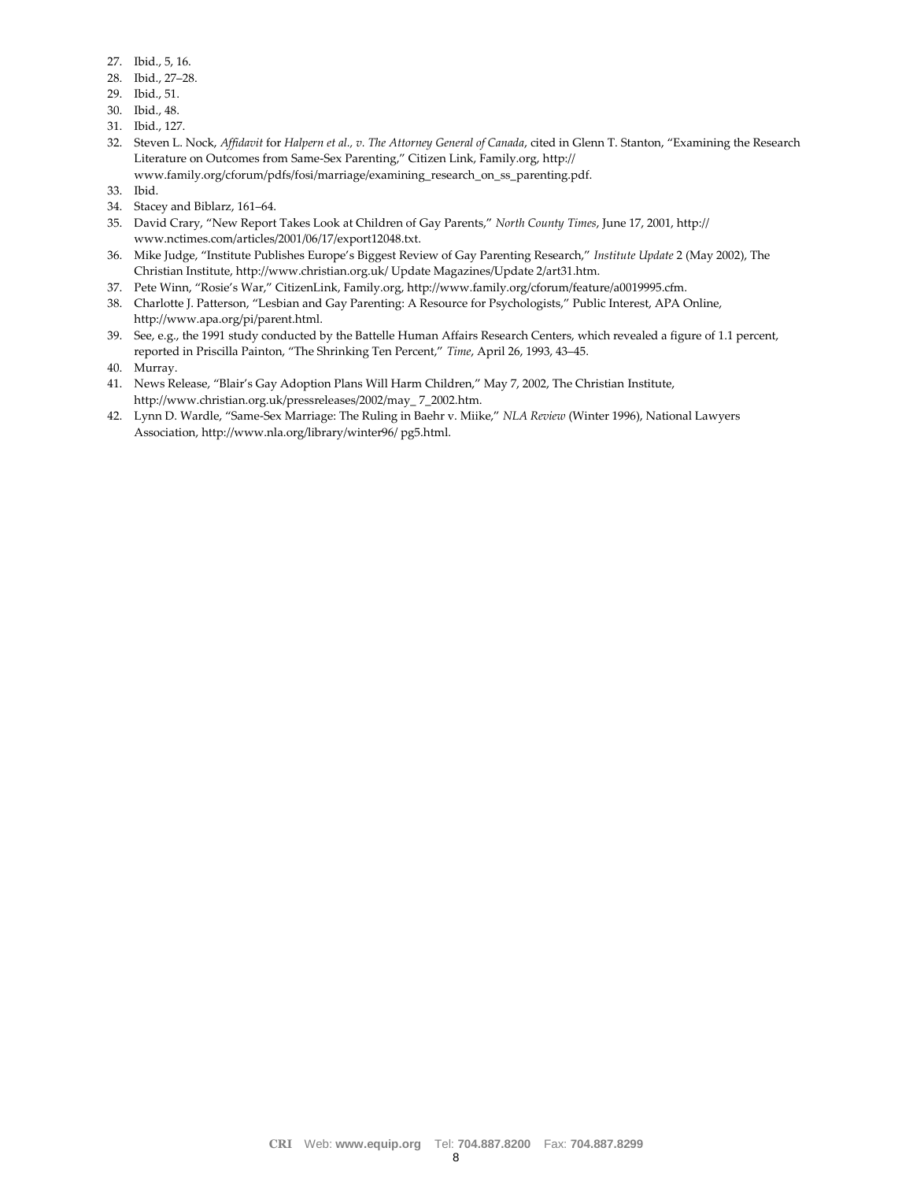27. Ibid., 5, 16.
28. Ibid., 27–28.
29. Ibid., 51.
30. Ibid., 48.
31. Ibid., 127.
32. Steven L. Nock, *Affidavit* for *Halpern et al., v. The Attorney General of Canada*, cited in Glenn T. Stanton, "Examining the Research Literature on Outcomes from Same-Sex Parenting," Citizen Link, Family.org, http:// www.family.org/cforum/pdfs/fosi/marriage/examining_research_on_ss_parenting.pdf.
33. Ibid.
34. Stacey and Biblarz, 161–64.
35. David Crary, "New Report Takes Look at Children of Gay Parents," *North County Times*, June 17, 2001, http:// www.nctimes.com/articles/2001/06/17/export12048.txt.
36. Mike Judge, "Institute Publishes Europe's Biggest Review of Gay Parenting Research," *Institute Update* 2 (May 2002), The Christian Institute, http://www.christian.org.uk/ Update Magazines/Update 2/art31.htm.
37. Pete Winn, "Rosie's War," CitizenLink, Family.org, http://www.family.org/cforum/feature/a0019995.cfm.
38. Charlotte J. Patterson, "Lesbian and Gay Parenting: A Resource for Psychologists," Public Interest, APA Online, http://www.apa.org/pi/parent.html.
39. See, e.g., the 1991 study conducted by the Battelle Human Affairs Research Centers, which revealed a figure of 1.1 percent, reported in Priscilla Painton, "The Shrinking Ten Percent," *Time*, April 26, 1993, 43–45.
40. Murray.
41. News Release, "Blair's Gay Adoption Plans Will Harm Children," May 7, 2002, The Christian Institute, http://www.christian.org.uk/pressreleases/2002/may_ 7_2002.htm.
42. Lynn D. Wardle, "Same-Sex Marriage: The Ruling in Baehr v. Miike," *NLA Review* (Winter 1996), National Lawyers Association, http://www.nla.org/library/winter96/ pg5.html.